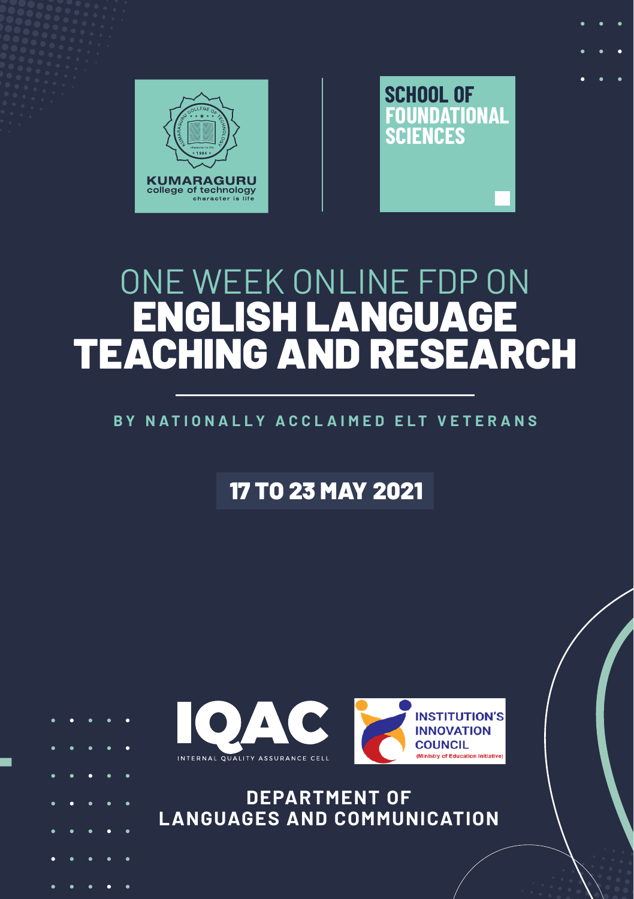KUMARAGURU
college of technology
character is life

SCHOOL OF FOUNDATIONAL SCIENCES

# ONE WEEK ONLINE FDP ON ENGLISH LANGUAGE TEACHING AND RESEARCH

**BY NATIONALLY ACCLAIMED ELT VETERANS**

## 17 TO 23 MAY 2021

IQAC
INTERNAL QUALITY ASSURANCE CELL

INSTITUTION'S INNOVATION COUNCIL
(Ministry of Education Initiative)

**DEPARTMENT OF LANGUAGES AND COMMUNICATION**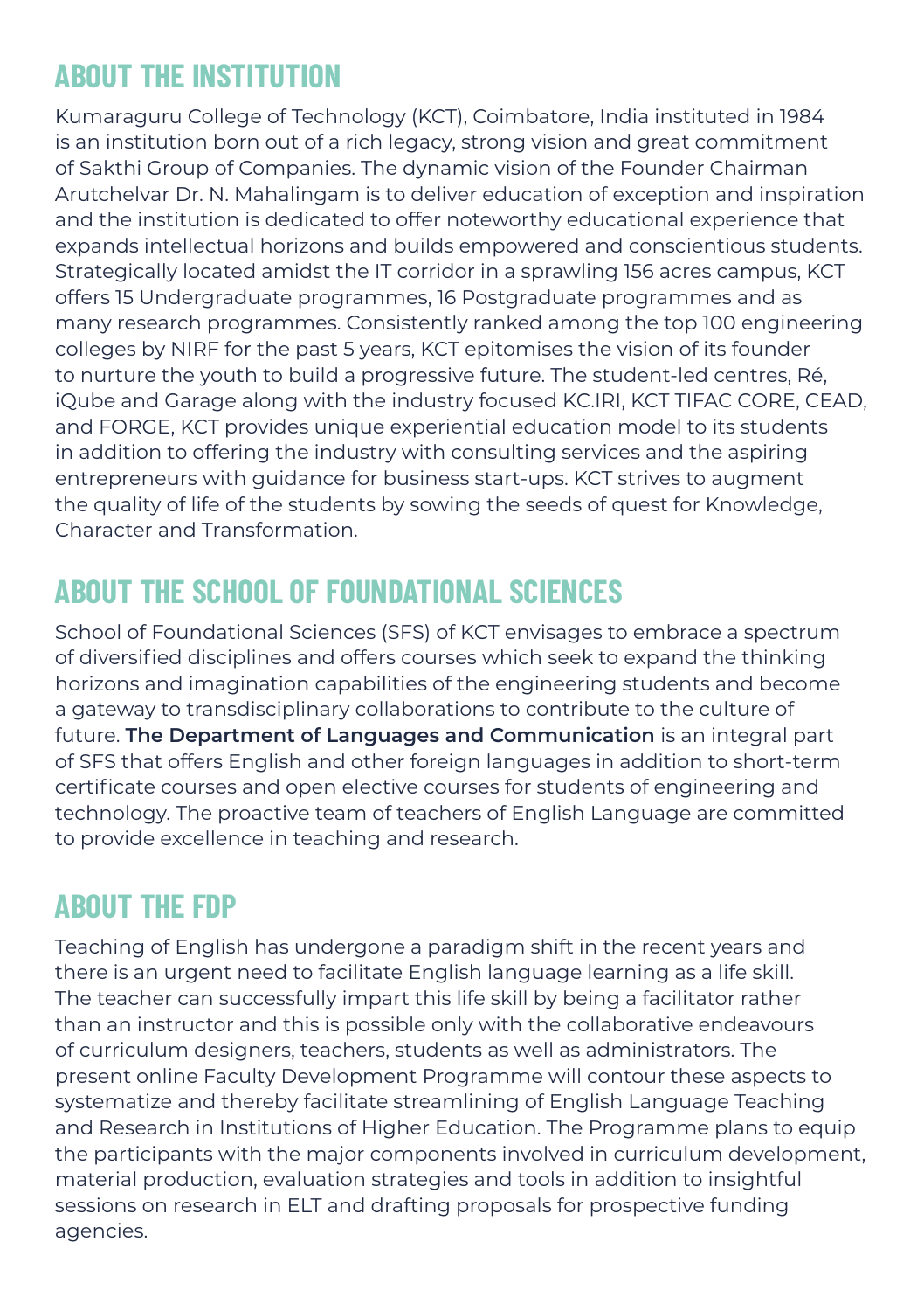## ABOUT THE INSTITUTION

Kumaraguru College of Technology (KCT), Coimbatore, India instituted in 1984 is an institution born out of a rich legacy, strong vision and great commitment of Sakthi Group of Companies. The dynamic vision of the Founder Chairman Arutchelvar Dr. N. Mahalingam is to deliver education of exception and inspiration and the institution is dedicated to offer noteworthy educational experience that expands intellectual horizons and builds empowered and conscientious students. Strategically located amidst the IT corridor in a sprawling 156 acres campus, KCT offers 15 Undergraduate programmes, 16 Postgraduate programmes and as many research programmes. Consistently ranked among the top 100 engineering colleges by NIRF for the past 5 years, KCT epitomises the vision of its founder to nurture the youth to build a progressive future. The student-led centres, Ré, iQube and Garage along with the industry focused KC.IRI, KCT TIFAC CORE, CEAD, and FORGE, KCT provides unique experiential education model to its students in addition to offering the industry with consulting services and the aspiring entrepreneurs with guidance for business start-ups. KCT strives to augment the quality of life of the students by sowing the seeds of quest for Knowledge, Character and Transformation.

## ABOUT THE SCHOOL OF FOUNDATIONAL SCIENCES

School of Foundational Sciences (SFS) of KCT envisages to embrace a spectrum of diversified disciplines and offers courses which seek to expand the thinking horizons and imagination capabilities of the engineering students and become a gateway to transdisciplinary collaborations to contribute to the culture of future. **The Department of Languages and Communication** is an integral part of SFS that offers English and other foreign languages in addition to short-term certificate courses and open elective courses for students of engineering and technology. The proactive team of teachers of English Language are committed to provide excellence in teaching and research.

## ABOUT THE FDP

Teaching of English has undergone a paradigm shift in the recent years and there is an urgent need to facilitate English language learning as a life skill. The teacher can successfully impart this life skill by being a facilitator rather than an instructor and this is possible only with the collaborative endeavours of curriculum designers, teachers, students as well as administrators. The present online Faculty Development Programme will contour these aspects to systematize and thereby facilitate streamlining of English Language Teaching and Research in Institutions of Higher Education. The Programme plans to equip the participants with the major components involved in curriculum development, material production, evaluation strategies and tools in addition to insightful sessions on research in ELT and drafting proposals for prospective funding agencies.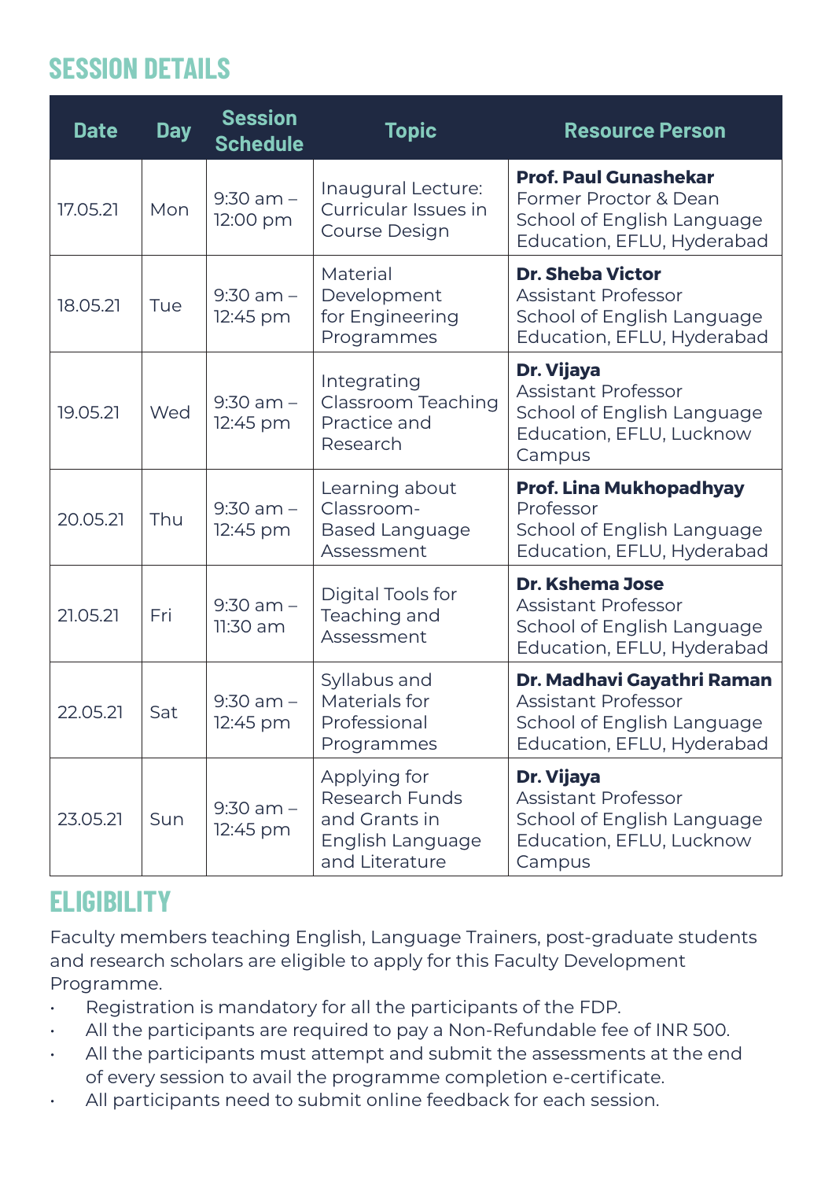## SESSION DETAILS

| Date | Day | Session Schedule | Topic | Resource Person |
|---|---|---|---|---|
| 17.05.21 | Mon | 9:30 am – 12:00 pm | Inaugural Lecture: Curricular Issues in Course Design | **Prof. Paul Gunashekar** Former Proctor & Dean School of English Language Education, EFLU, Hyderabad |
| 18.05.21 | Tue | 9:30 am – 12:45 pm | Material Development for Engineering Programmes | **Dr. Sheba Victor** Assistant Professor School of English Language Education, EFLU, Hyderabad |
| 19.05.21 | Wed | 9:30 am – 12:45 pm | Integrating Classroom Teaching Practice and Research | **Dr. Vijaya** Assistant Professor School of English Language Education, EFLU, Lucknow Campus |
| 20.05.21 | Thu | 9:30 am – 12:45 pm | Learning about Classroom-Based Language Assessment | **Prof. Lina Mukhopadhyay** Professor School of English Language Education, EFLU, Hyderabad |
| 21.05.21 | Fri | 9:30 am – 11:30 am | Digital Tools for Teaching and Assessment | **Dr. Kshema Jose** Assistant Professor School of English Language Education, EFLU, Hyderabad |
| 22.05.21 | Sat | 9:30 am – 12:45 pm | Syllabus and Materials for Professional Programmes | **Dr. Madhavi Gayathri Raman** Assistant Professor School of English Language Education, EFLU, Hyderabad |
| 23.05.21 | Sun | 9:30 am – 12:45 pm | Applying for Research Funds and Grants in English Language and Literature | **Dr. Vijaya** Assistant Professor School of English Language Education, EFLU, Lucknow Campus |

## ELIGIBILITY

Faculty members teaching English, Language Trainers, post-graduate students and research scholars are eligible to apply for this Faculty Development Programme.

- Registration is mandatory for all the participants of the FDP.
- All the participants are required to pay a Non-Refundable fee of INR 500.
- All the participants must attempt and submit the assessments at the end of every session to avail the programme completion e-certificate.
- All participants need to submit online feedback for each session.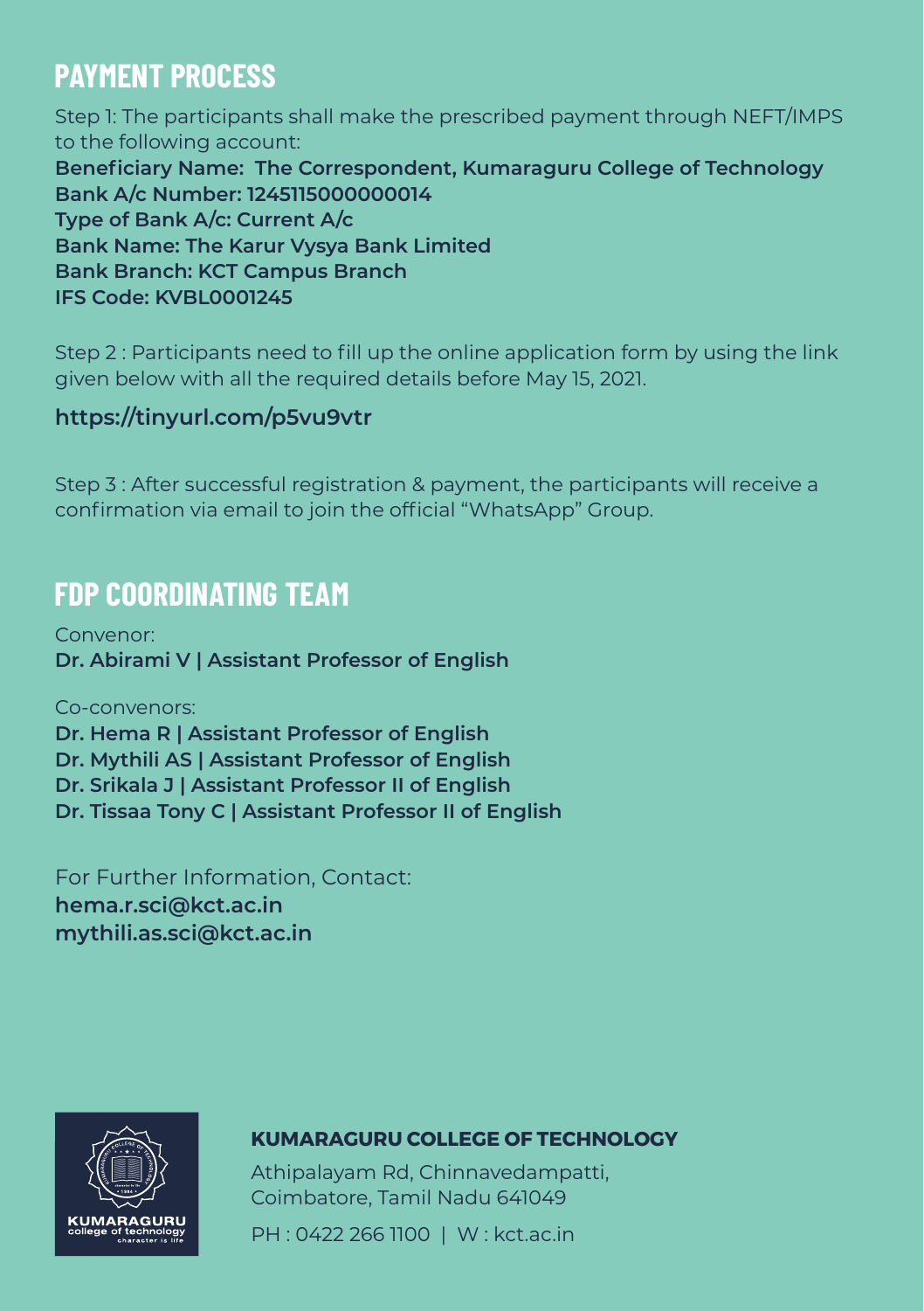## PAYMENT PROCESS

Step 1: The participants shall make the prescribed payment through NEFT/IMPS to the following account:

**Beneficiary Name: The Correspondent, Kumaraguru College of Technology**
**Bank A/c Number: 1245115000000014**
**Type of Bank A/c: Current A/c**
**Bank Name: The Karur Vysya Bank Limited**
**Bank Branch: KCT Campus Branch**
**IFS Code: KVBL0001245**

Step 2 : Participants need to fill up the online application form by using the link given below with all the required details before May 15, 2021.

**https://tinyurl.com/p5vu9vtr**

Step 3 : After successful registration & payment, the participants will receive a confirmation via email to join the official "WhatsApp" Group.

## FDP COORDINATING TEAM

Convenor:
**Dr. Abirami V | Assistant Professor of English**

Co-convenors:
**Dr. Hema R | Assistant Professor of English**
**Dr. Mythili AS | Assistant Professor of English**
**Dr. Srikala J | Assistant Professor II of English**
**Dr. Tissaa Tony C | Assistant Professor II of English**

For Further Information, Contact:
**hema.r.sci@kct.ac.in**
**mythili.as.sci@kct.ac.in**

KUMARAGURU college of technology character is life

**KUMARAGURU COLLEGE OF TECHNOLOGY**

Athipalayam Rd, Chinnavedampatti,
Coimbatore, Tamil Nadu 641049

PH : 0422 266 1100 | W : kct.ac.in